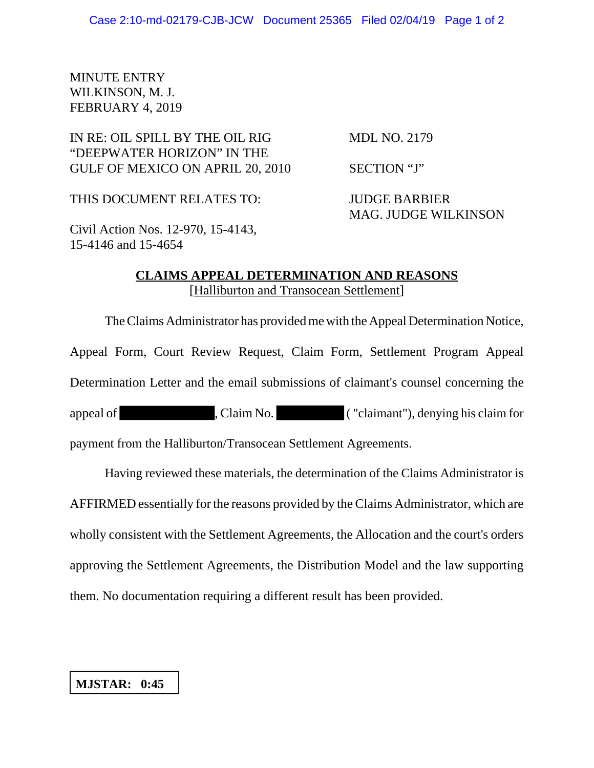MINUTE ENTRY
WILKINSON, M. J.
FEBRUARY 4, 2019

| | |
|---|---|
| IN RE: OIL SPILL BY THE OIL RIG "DEEPWATER HORIZON" IN THE GULF OF MEXICO ON APRIL 20, 2010 | MDL NO. 2179<br><br>SECTION "J" |
| THIS DOCUMENT RELATES TO:<br><br>Civil Action Nos. 12-970, 15-4143, 15-4146 and 15-4654 | JUDGE BARBIER<br>MAG. JUDGE WILKINSON |

**CLAIMS APPEAL DETERMINATION AND REASONS**
[Halliburton and Transocean Settlement]

The Claims Administrator has provided me with the Appeal Determination Notice, Appeal Form, Court Review Request, Claim Form, Settlement Program Appeal Determination Letter and the email submissions of claimant's counsel concerning the appeal of [REDACTED], Claim No. [REDACTED] ("claimant"), denying his claim for payment from the Halliburton/Transocean Settlement Agreements.

Having reviewed these materials, the determination of the Claims Administrator is AFFIRMED essentially for the reasons provided by the Claims Administrator, which are wholly consistent with the Settlement Agreements, the Allocation and the court's orders approving the Settlement Agreements, the Distribution Model and the law supporting them. No documentation requiring a different result has been provided.

**MJSTAR: 0:45**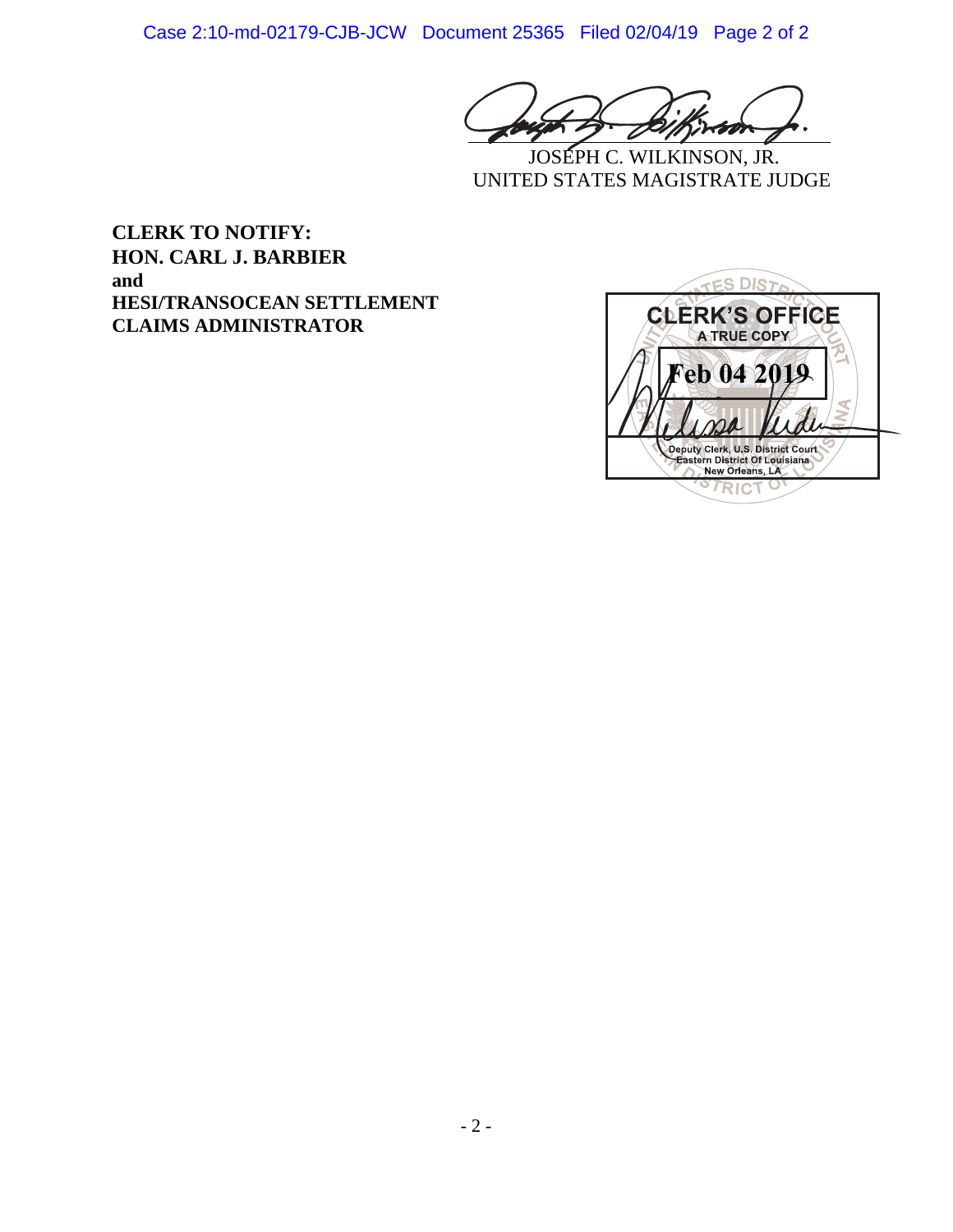JOSEPH C. WILKINSON, JR.
UNITED STATES MAGISTRATE JUDGE

**CLERK TO NOTIFY:**
**HON. CARL J. BARBIER**
**and**
**HESI/TRANSOCEAN SETTLEMENT CLAIMS ADMINISTRATOR**

CLERK'S OFFICE
A TRUE COPY
Feb 04 2019
Deputy Clerk, U.S. District Court
Eastern District Of Louisiana
New Orleans, LA